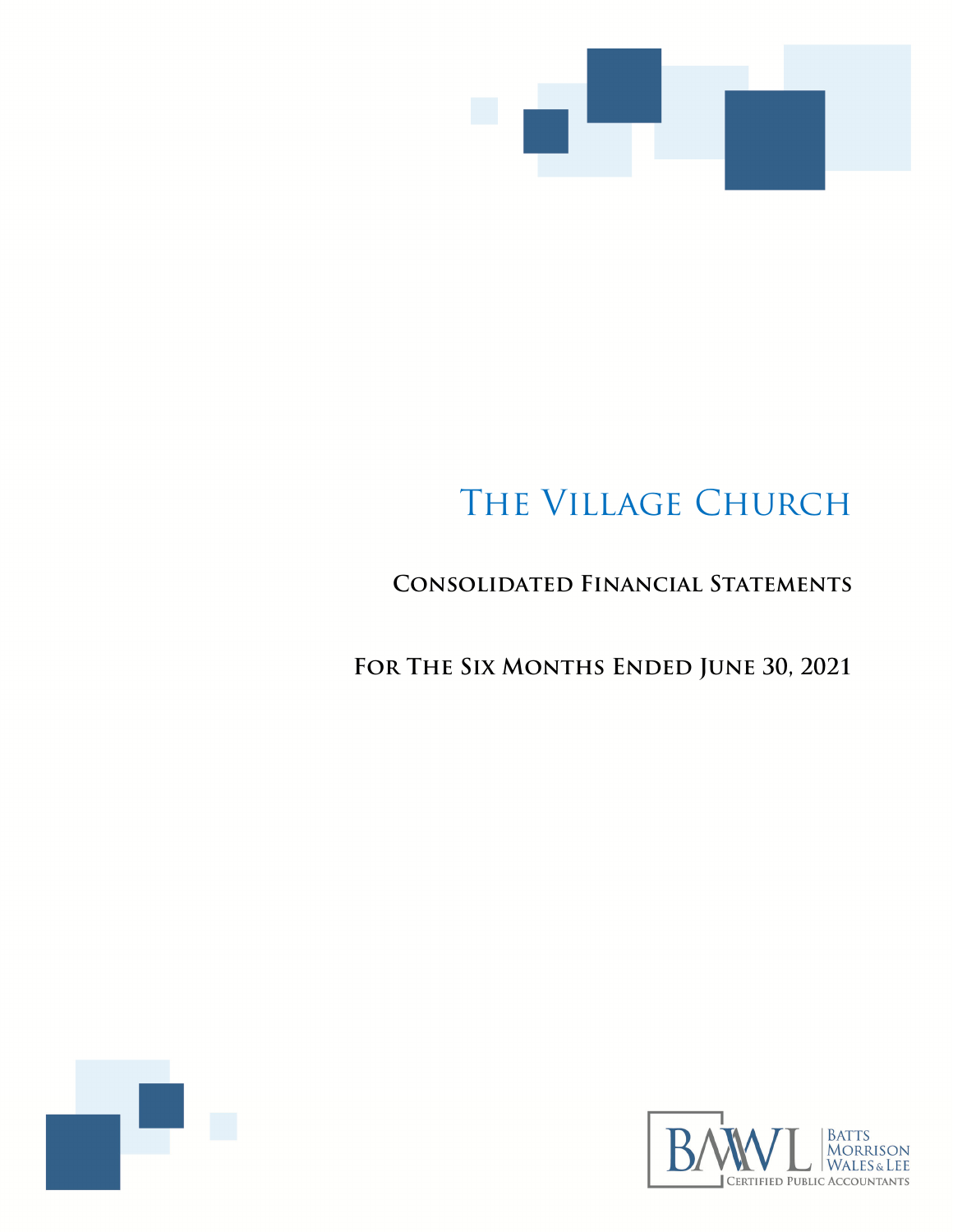# The Village Church

## Consolidated Financial Statements

## For The Six Months Ended June 30, 2021

BMWL Batts Morrison Wales & Lee Certified Public Accountants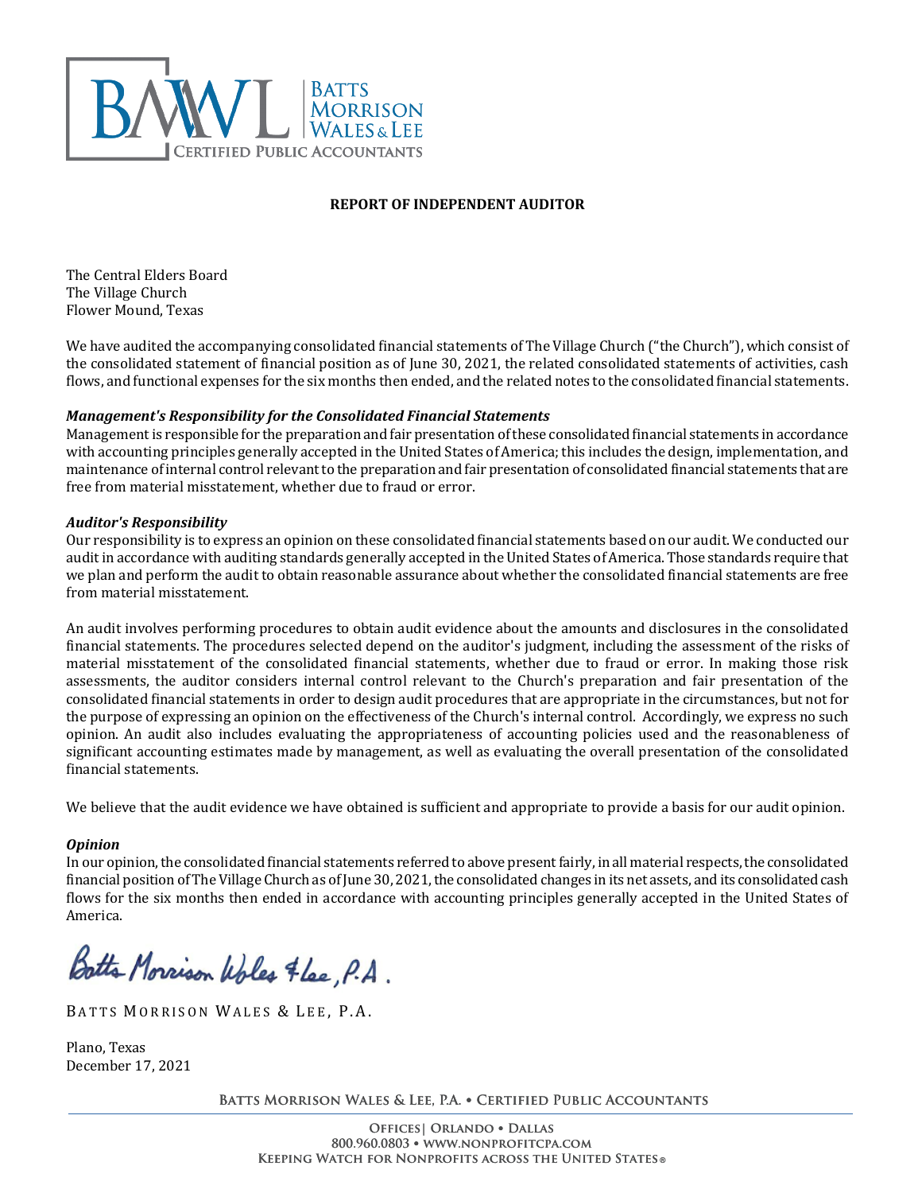**REPORT OF INDEPENDENT AUDITOR**

The Central Elders Board
The Village Church
Flower Mound, Texas

We have audited the accompanying consolidated financial statements of The Village Church ("the Church"), which consist of the consolidated statement of financial position as of June 30, 2021, the related consolidated statements of activities, cash flows, and functional expenses for the six months then ended, and the related notes to the consolidated financial statements.

***Management's Responsibility for the Consolidated Financial Statements***

Management is responsible for the preparation and fair presentation of these consolidated financial statements in accordance with accounting principles generally accepted in the United States of America; this includes the design, implementation, and maintenance of internal control relevant to the preparation and fair presentation of consolidated financial statements that are free from material misstatement, whether due to fraud or error.

***Auditor's Responsibility***

Our responsibility is to express an opinion on these consolidated financial statements based on our audit. We conducted our audit in accordance with auditing standards generally accepted in the United States of America. Those standards require that we plan and perform the audit to obtain reasonable assurance about whether the consolidated financial statements are free from material misstatement.

An audit involves performing procedures to obtain audit evidence about the amounts and disclosures in the consolidated financial statements. The procedures selected depend on the auditor's judgment, including the assessment of the risks of material misstatement of the consolidated financial statements, whether due to fraud or error. In making those risk assessments, the auditor considers internal control relevant to the Church's preparation and fair presentation of the consolidated financial statements in order to design audit procedures that are appropriate in the circumstances, but not for the purpose of expressing an opinion on the effectiveness of the Church's internal control. Accordingly, we express no such opinion. An audit also includes evaluating the appropriateness of accounting policies used and the reasonableness of significant accounting estimates made by management, as well as evaluating the overall presentation of the consolidated financial statements.

We believe that the audit evidence we have obtained is sufficient and appropriate to provide a basis for our audit opinion.

***Opinion***

In our opinion, the consolidated financial statements referred to above present fairly, in all material respects, the consolidated financial position of The Village Church as of June 30, 2021, the consolidated changes in its net assets, and its consolidated cash flows for the six months then ended in accordance with accounting principles generally accepted in the United States of America.

Batts Morrison Wales & Lee, P.A.

BATTS MORRISON WALES & LEE, P.A.

Plano, Texas
December 17, 2021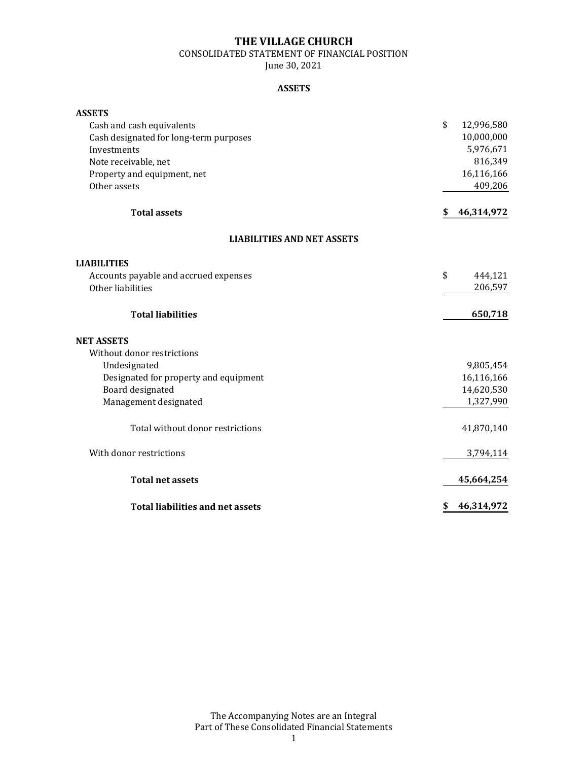# THE VILLAGE CHURCH

CONSOLIDATED STATEMENT OF FINANCIAL POSITION

June 30, 2021

## ASSETS

| | |
|---|---|
| **ASSETS** | |
| Cash and cash equivalents | $ 12,996,580 |
| Cash designated for long-term purposes | 10,000,000 |
| Investments | 5,976,671 |
| Note receivable, net | 816,349 |
| Property and equipment, net | 16,116,166 |
| Other assets | 409,206 |
| **Total assets** | **$ 46,314,972** |

## LIABILITIES AND NET ASSETS

| | |
|---|---|
| **LIABILITIES** | |
| Accounts payable and accrued expenses | $ 444,121 |
| Other liabilities | 206,597 |
| **Total liabilities** | **650,718** |
| **NET ASSETS** | |
| Without donor restrictions | |
| Undesignated | 9,805,454 |
| Designated for property and equipment | 16,116,166 |
| Board designated | 14,620,530 |
| Management designated | 1,327,990 |
| Total without donor restrictions | 41,870,140 |
| With donor restrictions | 3,794,114 |
| **Total net assets** | **45,664,254** |
| **Total liabilities and net assets** | **$ 46,314,972** |

The Accompanying Notes are an Integral Part of These Consolidated Financial Statements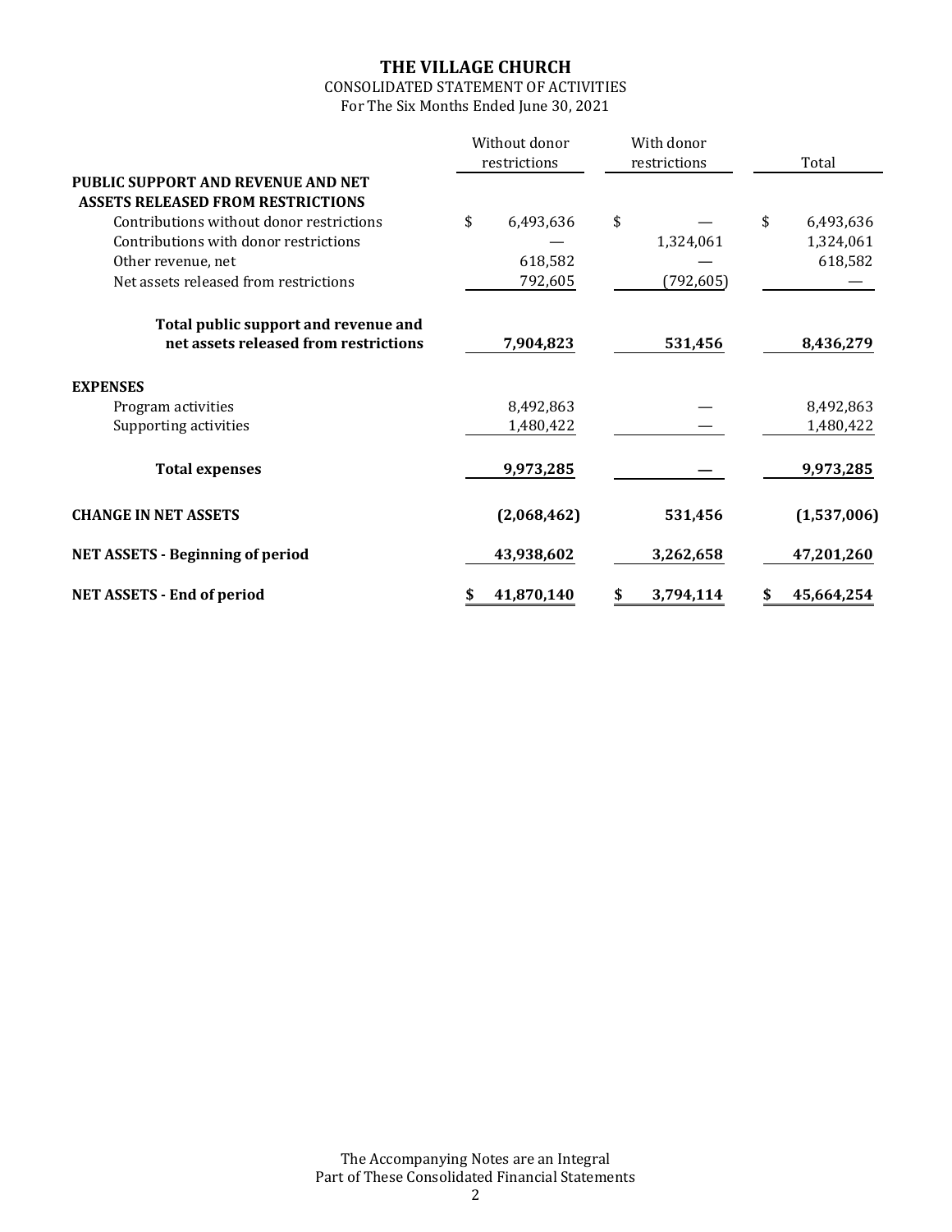# THE VILLAGE CHURCH

CONSOLIDATED STATEMENT OF ACTIVITIES

For The Six Months Ended June 30, 2021

| | Without donor restrictions | With donor restrictions | Total |
|---|---|---|---|
| **PUBLIC SUPPORT AND REVENUE AND NET ASSETS RELEASED FROM RESTRICTIONS** | | | |
| Contributions without donor restrictions | $ 6,493,636 | $ — | $ 6,493,636 |
| Contributions with donor restrictions | — | 1,324,061 | 1,324,061 |
| Other revenue, net | 618,582 | — | 618,582 |
| Net assets released from restrictions | 792,605 | (792,605) | — |
| **Total public support and revenue and net assets released from restrictions** | **7,904,823** | **531,456** | **8,436,279** |
| **EXPENSES** | | | |
| Program activities | 8,492,863 | — | 8,492,863 |
| Supporting activities | 1,480,422 | — | 1,480,422 |
| **Total expenses** | **9,973,285** | **—** | **9,973,285** |
| **CHANGE IN NET ASSETS** | **(2,068,462)** | **531,456** | **(1,537,006)** |
| **NET ASSETS - Beginning of period** | **43,938,602** | **3,262,658** | **47,201,260** |
| **NET ASSETS - End of period** | **$ 41,870,140** | **$ 3,794,114** | **$ 45,664,254** |

The Accompanying Notes are an Integral Part of These Consolidated Financial Statements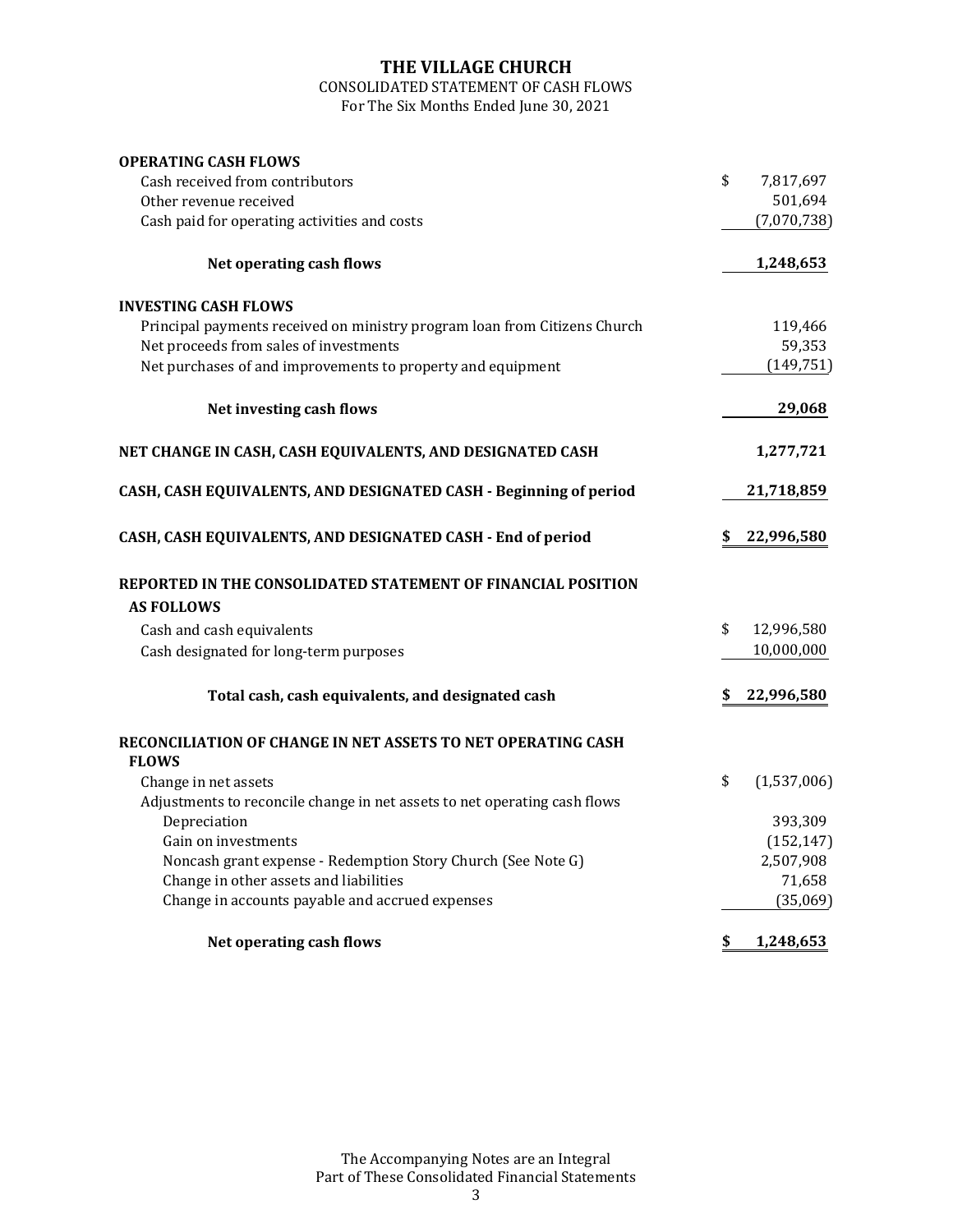# THE VILLAGE CHURCH

CONSOLIDATED STATEMENT OF CASH FLOWS

For The Six Months Ended June 30, 2021

| | |
|---|---|
| **OPERATING CASH FLOWS** | |
| Cash received from contributors | $ 7,817,697 |
| Other revenue received | 501,694 |
| Cash paid for operating activities and costs | (7,070,738) |
| **Net operating cash flows** | **1,248,653** |
| **INVESTING CASH FLOWS** | |
| Principal payments received on ministry program loan from Citizens Church | 119,466 |
| Net proceeds from sales of investments | 59,353 |
| Net purchases of and improvements to property and equipment | (149,751) |
| **Net investing cash flows** | **29,068** |
| **NET CHANGE IN CASH, CASH EQUIVALENTS, AND DESIGNATED CASH** | **1,277,721** |
| **CASH, CASH EQUIVALENTS, AND DESIGNATED CASH - Beginning of period** | **21,718,859** |
| **CASH, CASH EQUIVALENTS, AND DESIGNATED CASH - End of period** | **$ 22,996,580** |
| **REPORTED IN THE CONSOLIDATED STATEMENT OF FINANCIAL POSITION AS FOLLOWS** | |
| Cash and cash equivalents | $ 12,996,580 |
| Cash designated for long-term purposes | 10,000,000 |
| **Total cash, cash equivalents, and designated cash** | **$ 22,996,580** |
| **RECONCILIATION OF CHANGE IN NET ASSETS TO NET OPERATING CASH FLOWS** | |
| Change in net assets | $ (1,537,006) |
| Adjustments to reconcile change in net assets to net operating cash flows | |
| Depreciation | 393,309 |
| Gain on investments | (152,147) |
| Noncash grant expense - Redemption Story Church (See Note G) | 2,507,908 |
| Change in other assets and liabilities | 71,658 |
| Change in accounts payable and accrued expenses | (35,069) |
| **Net operating cash flows** | **$ 1,248,653** |

The Accompanying Notes are an Integral Part of These Consolidated Financial Statements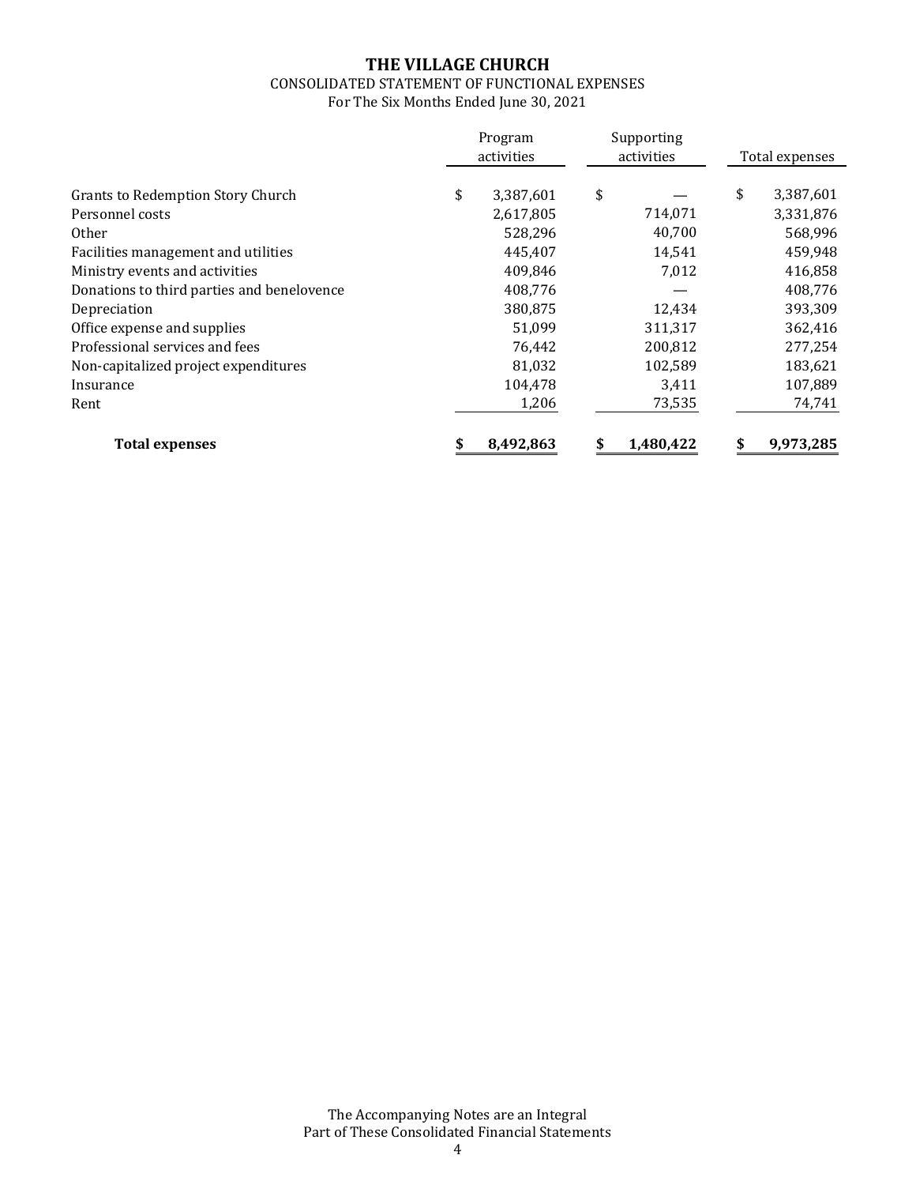# THE VILLAGE CHURCH

CONSOLIDATED STATEMENT OF FUNCTIONAL EXPENSES

For The Six Months Ended June 30, 2021

| | Program activities | Supporting activities | Total expenses |
|---|---|---|---|
| Grants to Redemption Story Church | $ 3,387,601 | $ — | $ 3,387,601 |
| Personnel costs | 2,617,805 | 714,071 | 3,331,876 |
| Other | 528,296 | 40,700 | 568,996 |
| Facilities management and utilities | 445,407 | 14,541 | 459,948 |
| Ministry events and activities | 409,846 | 7,012 | 416,858 |
| Donations to third parties and benelovence | 408,776 | — | 408,776 |
| Depreciation | 380,875 | 12,434 | 393,309 |
| Office expense and supplies | 51,099 | 311,317 | 362,416 |
| Professional services and fees | 76,442 | 200,812 | 277,254 |
| Non-capitalized project expenditures | 81,032 | 102,589 | 183,621 |
| Insurance | 104,478 | 3,411 | 107,889 |
| Rent | 1,206 | 73,535 | 74,741 |
| **Total expenses** | **$ 8,492,863** | **$ 1,480,422** | **$ 9,973,285** |

The Accompanying Notes are an Integral Part of These Consolidated Financial Statements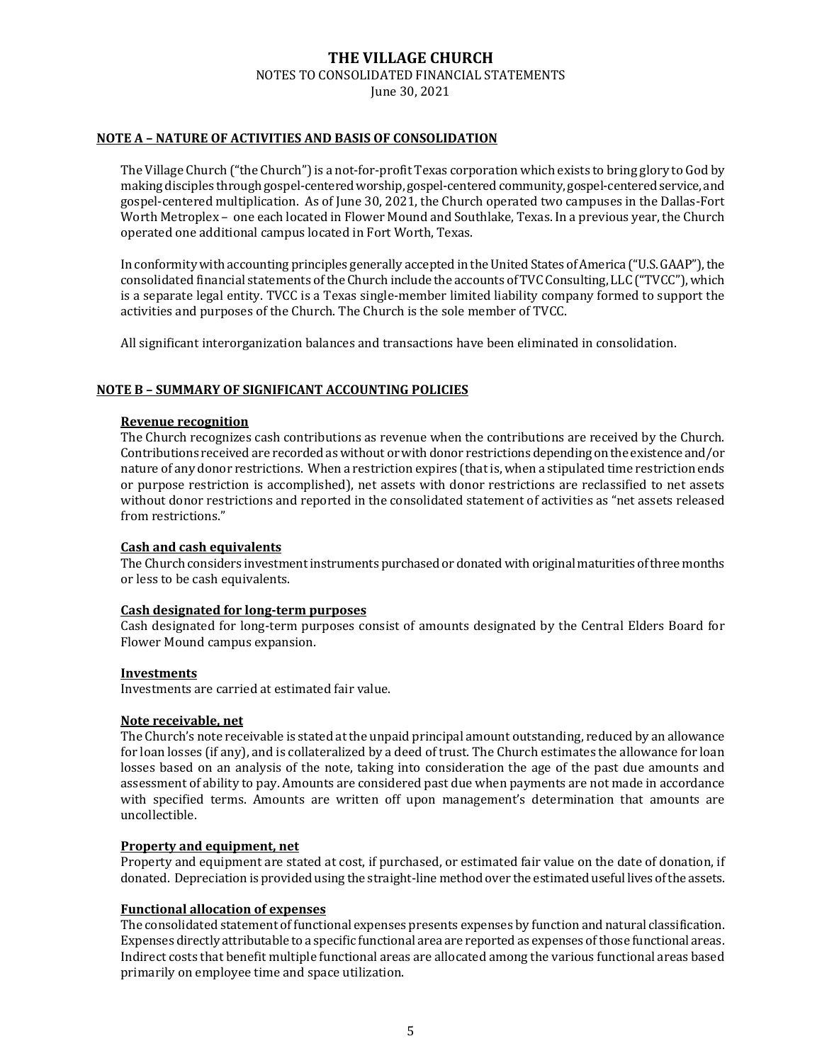# THE VILLAGE CHURCH

NOTES TO CONSOLIDATED FINANCIAL STATEMENTS

June 30, 2021

## NOTE A – NATURE OF ACTIVITIES AND BASIS OF CONSOLIDATION

The Village Church ("the Church") is a not-for-profit Texas corporation which exists to bring glory to God by making disciples through gospel-centered worship, gospel-centered community, gospel-centered service, and gospel-centered multiplication. As of June 30, 2021, the Church operated two campuses in the Dallas-Fort Worth Metroplex – one each located in Flower Mound and Southlake, Texas. In a previous year, the Church operated one additional campus located in Fort Worth, Texas.

In conformity with accounting principles generally accepted in the United States of America ("U.S. GAAP"), the consolidated financial statements of the Church include the accounts of TVC Consulting, LLC ("TVCC"), which is a separate legal entity. TVCC is a Texas single-member limited liability company formed to support the activities and purposes of the Church. The Church is the sole member of TVCC.

All significant interorganization balances and transactions have been eliminated in consolidation.

## NOTE B – SUMMARY OF SIGNIFICANT ACCOUNTING POLICIES

### Revenue recognition

The Church recognizes cash contributions as revenue when the contributions are received by the Church. Contributions received are recorded as without or with donor restrictions depending on the existence and/or nature of any donor restrictions. When a restriction expires (that is, when a stipulated time restriction ends or purpose restriction is accomplished), net assets with donor restrictions are reclassified to net assets without donor restrictions and reported in the consolidated statement of activities as "net assets released from restrictions."

### Cash and cash equivalents

The Church considers investment instruments purchased or donated with original maturities of three months or less to be cash equivalents.

### Cash designated for long-term purposes

Cash designated for long-term purposes consist of amounts designated by the Central Elders Board for Flower Mound campus expansion.

### Investments

Investments are carried at estimated fair value.

### Note receivable, net

The Church's note receivable is stated at the unpaid principal amount outstanding, reduced by an allowance for loan losses (if any), and is collateralized by a deed of trust. The Church estimates the allowance for loan losses based on an analysis of the note, taking into consideration the age of the past due amounts and assessment of ability to pay. Amounts are considered past due when payments are not made in accordance with specified terms. Amounts are written off upon management's determination that amounts are uncollectible.

### Property and equipment, net

Property and equipment are stated at cost, if purchased, or estimated fair value on the date of donation, if donated. Depreciation is provided using the straight-line method over the estimated useful lives of the assets.

### Functional allocation of expenses

The consolidated statement of functional expenses presents expenses by function and natural classification. Expenses directly attributable to a specific functional area are reported as expenses of those functional areas. Indirect costs that benefit multiple functional areas are allocated among the various functional areas based primarily on employee time and space utilization.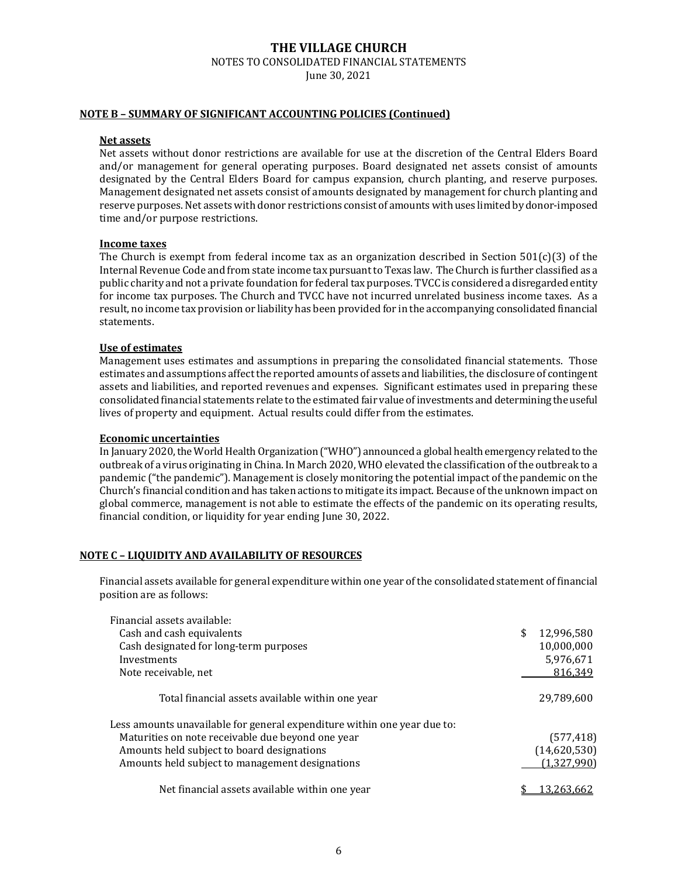# THE VILLAGE CHURCH

NOTES TO CONSOLIDATED FINANCIAL STATEMENTS

June 30, 2021

## NOTE B – SUMMARY OF SIGNIFICANT ACCOUNTING POLICIES (Continued)

### Net assets

Net assets without donor restrictions are available for use at the discretion of the Central Elders Board and/or management for general operating purposes. Board designated net assets consist of amounts designated by the Central Elders Board for campus expansion, church planting, and reserve purposes. Management designated net assets consist of amounts designated by management for church planting and reserve purposes. Net assets with donor restrictions consist of amounts with uses limited by donor-imposed time and/or purpose restrictions.

### Income taxes

The Church is exempt from federal income tax as an organization described in Section 501(c)(3) of the Internal Revenue Code and from state income tax pursuant to Texas law. The Church is further classified as a public charity and not a private foundation for federal tax purposes. TVCC is considered a disregarded entity for income tax purposes. The Church and TVCC have not incurred unrelated business income taxes. As a result, no income tax provision or liability has been provided for in the accompanying consolidated financial statements.

### Use of estimates

Management uses estimates and assumptions in preparing the consolidated financial statements. Those estimates and assumptions affect the reported amounts of assets and liabilities, the disclosure of contingent assets and liabilities, and reported revenues and expenses. Significant estimates used in preparing these consolidated financial statements relate to the estimated fair value of investments and determining the useful lives of property and equipment. Actual results could differ from the estimates.

### Economic uncertainties

In January 2020, the World Health Organization ("WHO") announced a global health emergency related to the outbreak of a virus originating in China. In March 2020, WHO elevated the classification of the outbreak to a pandemic ("the pandemic"). Management is closely monitoring the potential impact of the pandemic on the Church's financial condition and has taken actions to mitigate its impact. Because of the unknown impact on global commerce, management is not able to estimate the effects of the pandemic on its operating results, financial condition, or liquidity for year ending June 30, 2022.

## NOTE C – LIQUIDITY AND AVAILABILITY OF RESOURCES

Financial assets available for general expenditure within one year of the consolidated statement of financial position are as follows:

| | |
|---|---|
| Financial assets available: | |
| Cash and cash equivalents | $ 12,996,580 |
| Cash designated for long-term purposes | 10,000,000 |
| Investments | 5,976,671 |
| Note receivable, net | 816,349 |
| Total financial assets available within one year | 29,789,600 |
| Less amounts unavailable for general expenditure within one year due to: | |
| Maturities on note receivable due beyond one year | (577,418) |
| Amounts held subject to board designations | (14,620,530) |
| Amounts held subject to management designations | (1,327,990) |
| Net financial assets available within one year | $ 13,263,662 |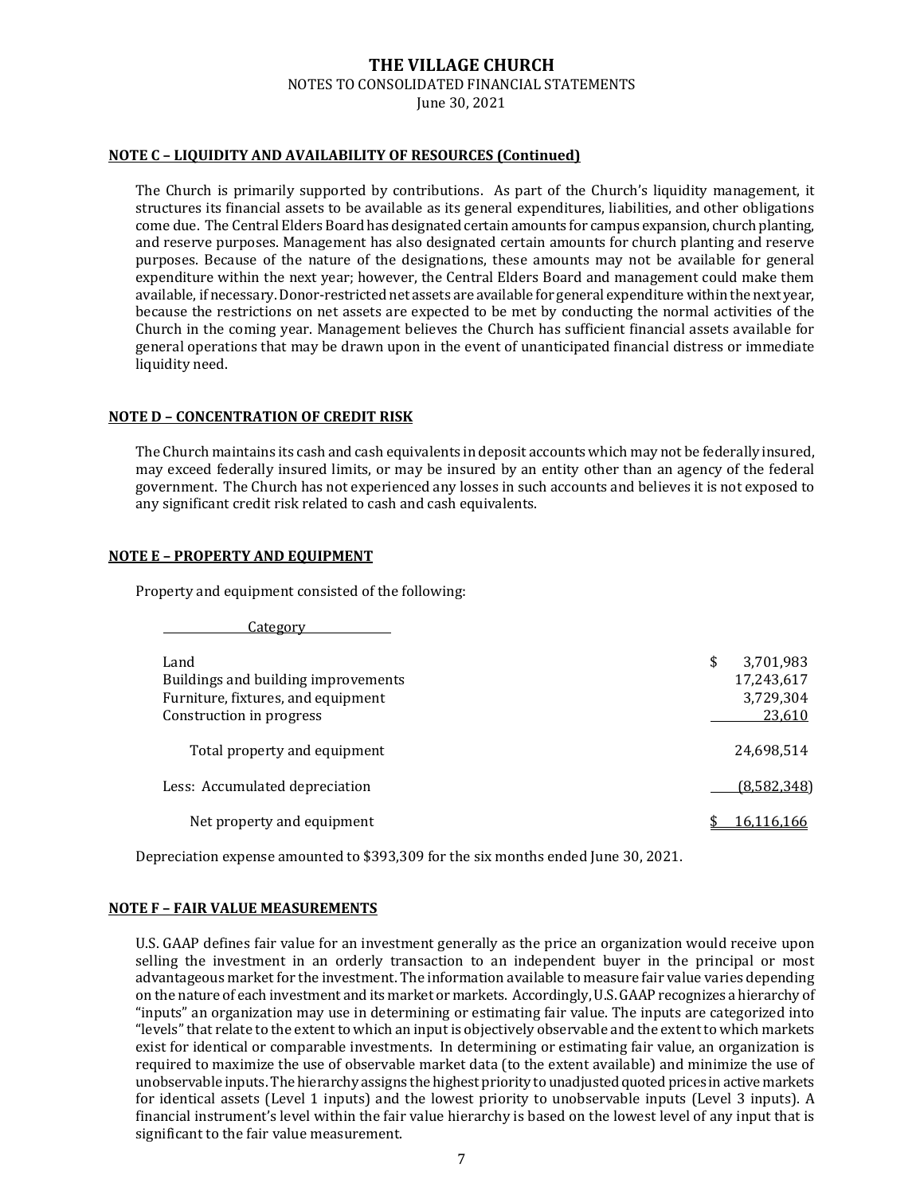## NOTE C – LIQUIDITY AND AVAILABILITY OF RESOURCES (Continued)

The Church is primarily supported by contributions. As part of the Church's liquidity management, it structures its financial assets to be available as its general expenditures, liabilities, and other obligations come due. The Central Elders Board has designated certain amounts for campus expansion, church planting, and reserve purposes. Management has also designated certain amounts for church planting and reserve purposes. Because of the nature of the designations, these amounts may not be available for general expenditure within the next year; however, the Central Elders Board and management could make them available, if necessary. Donor-restricted net assets are available for general expenditure within the next year, because the restrictions on net assets are expected to be met by conducting the normal activities of the Church in the coming year. Management believes the Church has sufficient financial assets available for general operations that may be drawn upon in the event of unanticipated financial distress or immediate liquidity need.

## NOTE D – CONCENTRATION OF CREDIT RISK

The Church maintains its cash and cash equivalents in deposit accounts which may not be federally insured, may exceed federally insured limits, or may be insured by an entity other than an agency of the federal government. The Church has not experienced any losses in such accounts and believes it is not exposed to any significant credit risk related to cash and cash equivalents.

## NOTE E – PROPERTY AND EQUIPMENT

Property and equipment consisted of the following:

| Category | |
|---|---|
| Land | $ 3,701,983 |
| Buildings and building improvements | 17,243,617 |
| Furniture, fixtures, and equipment | 3,729,304 |
| Construction in progress | 23,610 |
| Total property and equipment | 24,698,514 |
| Less: Accumulated depreciation | (8,582,348) |
| Net property and equipment | $ 16,116,166 |

Depreciation expense amounted to $393,309 for the six months ended June 30, 2021.

## NOTE F – FAIR VALUE MEASUREMENTS

U.S. GAAP defines fair value for an investment generally as the price an organization would receive upon selling the investment in an orderly transaction to an independent buyer in the principal or most advantageous market for the investment. The information available to measure fair value varies depending on the nature of each investment and its market or markets. Accordingly, U.S. GAAP recognizes a hierarchy of "inputs" an organization may use in determining or estimating fair value. The inputs are categorized into "levels" that relate to the extent to which an input is objectively observable and the extent to which markets exist for identical or comparable investments. In determining or estimating fair value, an organization is required to maximize the use of observable market data (to the extent available) and minimize the use of unobservable inputs. The hierarchy assigns the highest priority to unadjusted quoted prices in active markets for identical assets (Level 1 inputs) and the lowest priority to unobservable inputs (Level 3 inputs). A financial instrument's level within the fair value hierarchy is based on the lowest level of any input that is significant to the fair value measurement.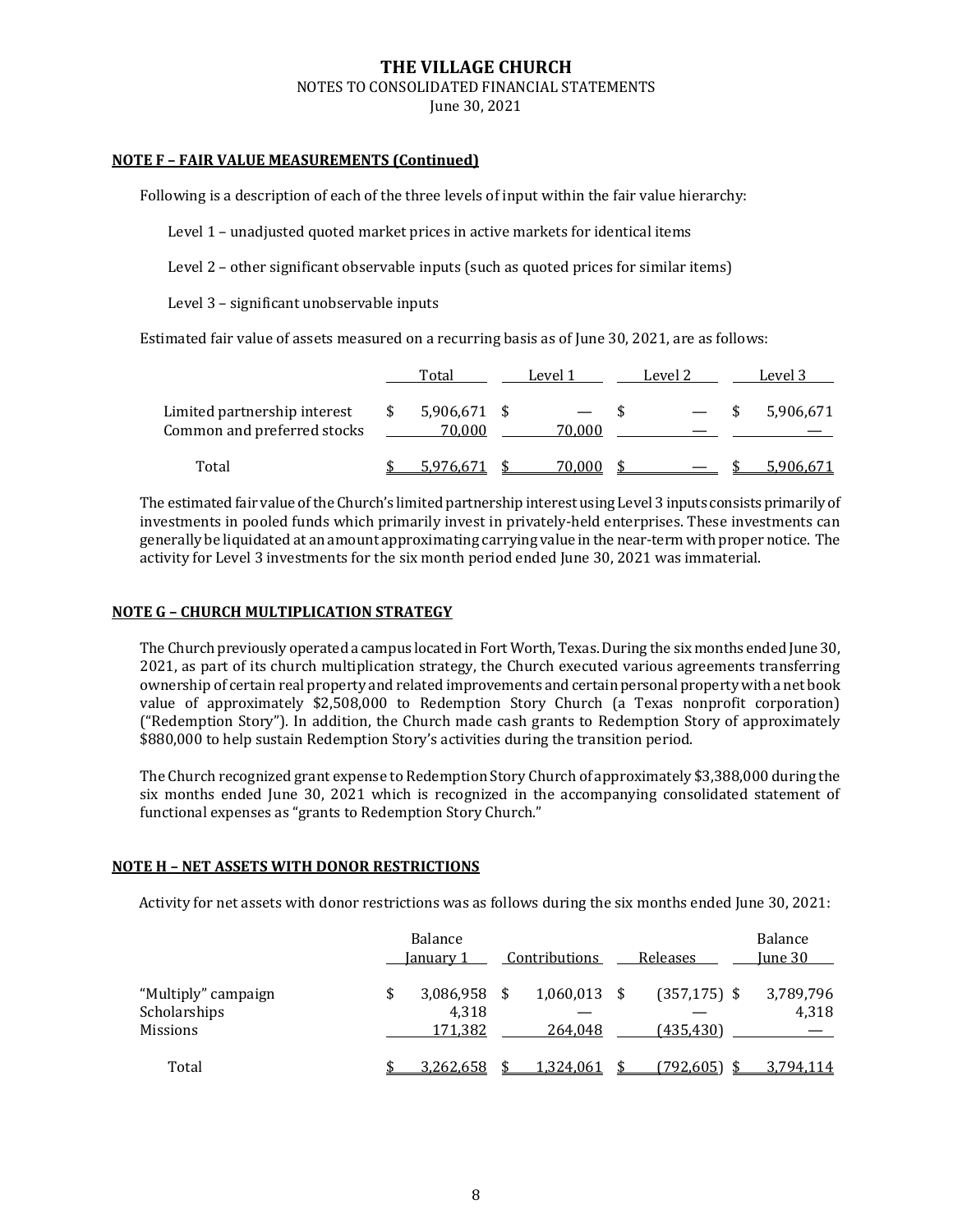# THE VILLAGE CHURCH

NOTES TO CONSOLIDATED FINANCIAL STATEMENTS

June 30, 2021

**NOTE F – FAIR VALUE MEASUREMENTS (Continued)**

Following is a description of each of the three levels of input within the fair value hierarchy:

Level 1 – unadjusted quoted market prices in active markets for identical items

Level 2 – other significant observable inputs (such as quoted prices for similar items)

Level 3 – significant unobservable inputs

Estimated fair value of assets measured on a recurring basis as of June 30, 2021, are as follows:

| | Total | Level 1 | Level 2 | Level 3 |
|---|---|---|---|---|
| Limited partnership interest | $ 5,906,671 | $ — | $ — | $ 5,906,671 |
| Common and preferred stocks | 70,000 | 70,000 | — | — |
| Total | $ 5,976,671 | $ 70,000 | $ — | $ 5,906,671 |

The estimated fair value of the Church's limited partnership interest using Level 3 inputs consists primarily of investments in pooled funds which primarily invest in privately-held enterprises. These investments can generally be liquidated at an amount approximating carrying value in the near-term with proper notice. The activity for Level 3 investments for the six month period ended June 30, 2021 was immaterial.

**NOTE G – CHURCH MULTIPLICATION STRATEGY**

The Church previously operated a campus located in Fort Worth, Texas. During the six months ended June 30, 2021, as part of its church multiplication strategy, the Church executed various agreements transferring ownership of certain real property and related improvements and certain personal property with a net book value of approximately $2,508,000 to Redemption Story Church (a Texas nonprofit corporation) ("Redemption Story"). In addition, the Church made cash grants to Redemption Story of approximately $880,000 to help sustain Redemption Story's activities during the transition period.

The Church recognized grant expense to Redemption Story Church of approximately $3,388,000 during the six months ended June 30, 2021 which is recognized in the accompanying consolidated statement of functional expenses as "grants to Redemption Story Church."

**NOTE H – NET ASSETS WITH DONOR RESTRICTIONS**

Activity for net assets with donor restrictions was as follows during the six months ended June 30, 2021:

| | Balance January 1 | Contributions | Releases | Balance June 30 |
|---|---|---|---|---|
| "Multiply" campaign | $ 3,086,958 | $ 1,060,013 | $ (357,175) | $ 3,789,796 |
| Scholarships | 4,318 | — | — | 4,318 |
| Missions | 171,382 | 264,048 | (435,430) | — |
| Total | $ 3,262,658 | $ 1,324,061 | $ (792,605) | $ 3,794,114 |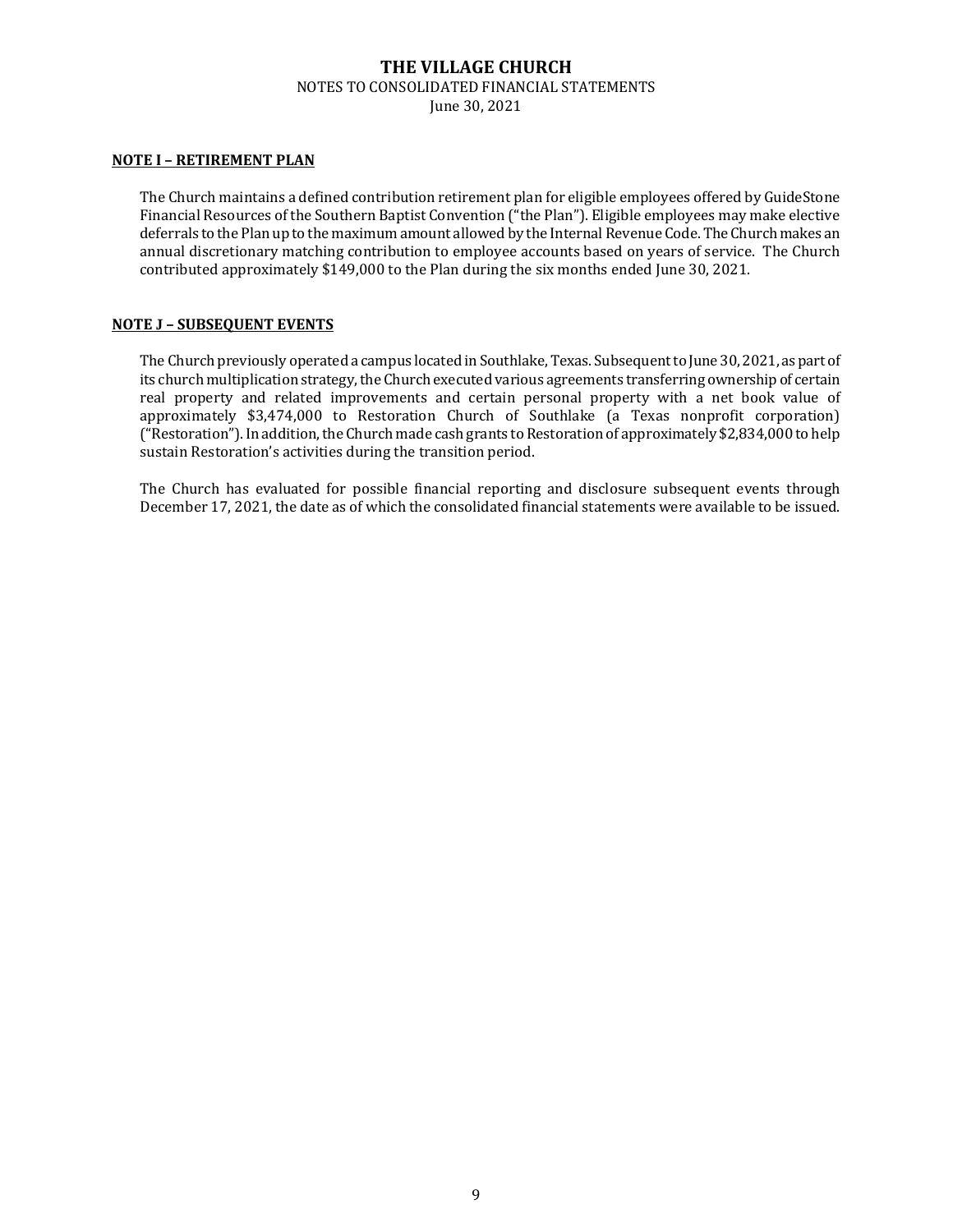# THE VILLAGE CHURCH

NOTES TO CONSOLIDATED FINANCIAL STATEMENTS

June 30, 2021

**NOTE I – RETIREMENT PLAN**

The Church maintains a defined contribution retirement plan for eligible employees offered by GuideStone Financial Resources of the Southern Baptist Convention ("the Plan"). Eligible employees may make elective deferrals to the Plan up to the maximum amount allowed by the Internal Revenue Code. The Church makes an annual discretionary matching contribution to employee accounts based on years of service. The Church contributed approximately $149,000 to the Plan during the six months ended June 30, 2021.

**NOTE J – SUBSEQUENT EVENTS**

The Church previously operated a campus located in Southlake, Texas. Subsequent to June 30, 2021, as part of its church multiplication strategy, the Church executed various agreements transferring ownership of certain real property and related improvements and certain personal property with a net book value of approximately $3,474,000 to Restoration Church of Southlake (a Texas nonprofit corporation) ("Restoration"). In addition, the Church made cash grants to Restoration of approximately $2,834,000 to help sustain Restoration's activities during the transition period.

The Church has evaluated for possible financial reporting and disclosure subsequent events through December 17, 2021, the date as of which the consolidated financial statements were available to be issued.